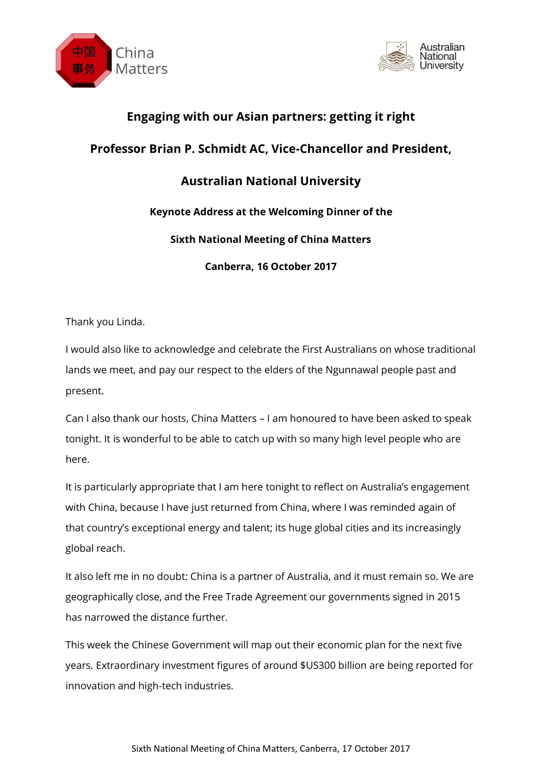# Engaging with our Asian partners: getting it right

## Professor Brian P. Schmidt AC, Vice-Chancellor and President, Australian National University

### Keynote Address at the Welcoming Dinner of the Sixth National Meeting of China Matters

### Canberra, 16 October 2017

Thank you Linda.

I would also like to acknowledge and celebrate the First Australians on whose traditional lands we meet, and pay our respect to the elders of the Ngunnawal people past and present.

Can I also thank our hosts, China Matters – I am honoured to have been asked to speak tonight. It is wonderful to be able to catch up with so many high level people who are here.

It is particularly appropriate that I am here tonight to reflect on Australia's engagement with China, because I have just returned from China, where I was reminded again of that country's exceptional energy and talent; its huge global cities and its increasingly global reach.

It also left me in no doubt: China is a partner of Australia, and it must remain so. We are geographically close, and the Free Trade Agreement our governments signed in 2015 has narrowed the distance further.

This week the Chinese Government will map out their economic plan for the next five years. Extraordinary investment figures of around $US300 billion are being reported for innovation and high-tech industries.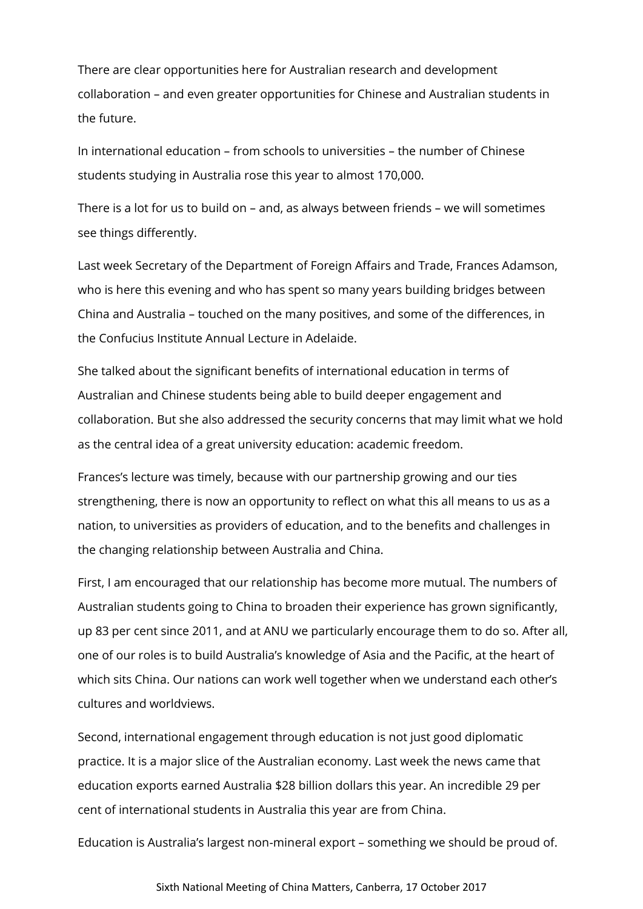There are clear opportunities here for Australian research and development collaboration – and even greater opportunities for Chinese and Australian students in the future.

In international education – from schools to universities – the number of Chinese students studying in Australia rose this year to almost 170,000.

There is a lot for us to build on – and, as always between friends – we will sometimes see things differently.

Last week Secretary of the Department of Foreign Affairs and Trade, Frances Adamson, who is here this evening and who has spent so many years building bridges between China and Australia – touched on the many positives, and some of the differences, in the Confucius Institute Annual Lecture in Adelaide.

She talked about the significant benefits of international education in terms of Australian and Chinese students being able to build deeper engagement and collaboration. But she also addressed the security concerns that may limit what we hold as the central idea of a great university education: academic freedom.

Frances's lecture was timely, because with our partnership growing and our ties strengthening, there is now an opportunity to reflect on what this all means to us as a nation, to universities as providers of education, and to the benefits and challenges in the changing relationship between Australia and China.

First, I am encouraged that our relationship has become more mutual. The numbers of Australian students going to China to broaden their experience has grown significantly, up 83 per cent since 2011, and at ANU we particularly encourage them to do so. After all, one of our roles is to build Australia's knowledge of Asia and the Pacific, at the heart of which sits China. Our nations can work well together when we understand each other's cultures and worldviews.

Second, international engagement through education is not just good diplomatic practice. It is a major slice of the Australian economy. Last week the news came that education exports earned Australia $28 billion dollars this year. An incredible 29 per cent of international students in Australia this year are from China.

Education is Australia's largest non-mineral export – something we should be proud of.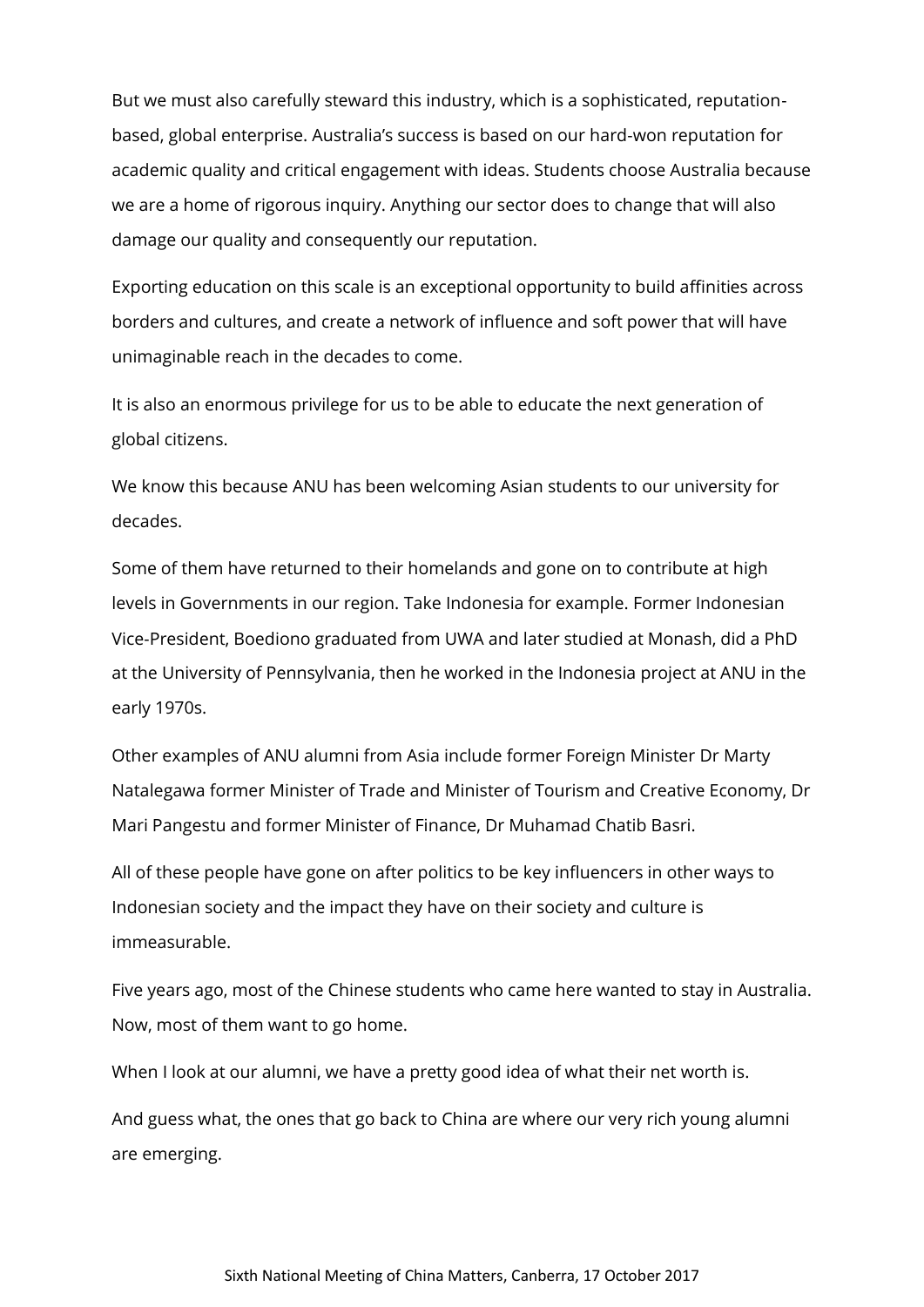But we must also carefully steward this industry, which is a sophisticated, reputation-based, global enterprise. Australia's success is based on our hard-won reputation for academic quality and critical engagement with ideas. Students choose Australia because we are a home of rigorous inquiry. Anything our sector does to change that will also damage our quality and consequently our reputation.

Exporting education on this scale is an exceptional opportunity to build affinities across borders and cultures, and create a network of influence and soft power that will have unimaginable reach in the decades to come.

It is also an enormous privilege for us to be able to educate the next generation of global citizens.

We know this because ANU has been welcoming Asian students to our university for decades.

Some of them have returned to their homelands and gone on to contribute at high levels in Governments in our region. Take Indonesia for example. Former Indonesian Vice-President, Boediono graduated from UWA and later studied at Monash, did a PhD at the University of Pennsylvania, then he worked in the Indonesia project at ANU in the early 1970s.

Other examples of ANU alumni from Asia include former Foreign Minister Dr Marty Natalegawa former Minister of Trade and Minister of Tourism and Creative Economy, Dr Mari Pangestu and former Minister of Finance, Dr Muhamad Chatib Basri.

All of these people have gone on after politics to be key influencers in other ways to Indonesian society and the impact they have on their society and culture is immeasurable.

Five years ago, most of the Chinese students who came here wanted to stay in Australia. Now, most of them want to go home.

When I look at our alumni, we have a pretty good idea of what their net worth is.

And guess what, the ones that go back to China are where our very rich young alumni are emerging.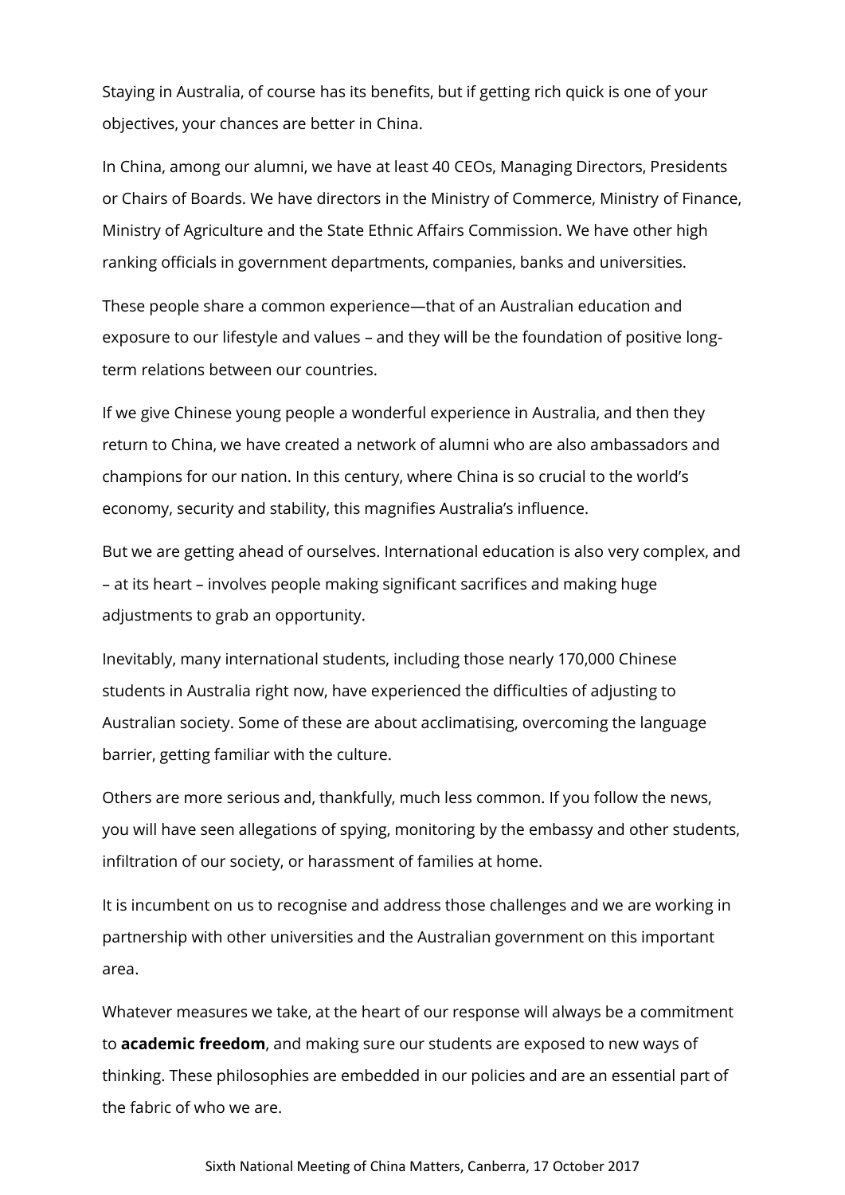Staying in Australia, of course has its benefits, but if getting rich quick is one of your objectives, your chances are better in China.

In China, among our alumni, we have at least 40 CEOs, Managing Directors, Presidents or Chairs of Boards. We have directors in the Ministry of Commerce, Ministry of Finance, Ministry of Agriculture and the State Ethnic Affairs Commission. We have other high ranking officials in government departments, companies, banks and universities.

These people share a common experience—that of an Australian education and exposure to our lifestyle and values – and they will be the foundation of positive long-term relations between our countries.

If we give Chinese young people a wonderful experience in Australia, and then they return to China, we have created a network of alumni who are also ambassadors and champions for our nation. In this century, where China is so crucial to the world's economy, security and stability, this magnifies Australia's influence.

But we are getting ahead of ourselves. International education is also very complex, and – at its heart – involves people making significant sacrifices and making huge adjustments to grab an opportunity.

Inevitably, many international students, including those nearly 170,000 Chinese students in Australia right now, have experienced the difficulties of adjusting to Australian society. Some of these are about acclimatising, overcoming the language barrier, getting familiar with the culture.

Others are more serious and, thankfully, much less common. If you follow the news, you will have seen allegations of spying, monitoring by the embassy and other students, infiltration of our society, or harassment of families at home.

It is incumbent on us to recognise and address those challenges and we are working in partnership with other universities and the Australian government on this important area.

Whatever measures we take, at the heart of our response will always be a commitment to **academic freedom**, and making sure our students are exposed to new ways of thinking. These philosophies are embedded in our policies and are an essential part of the fabric of who we are.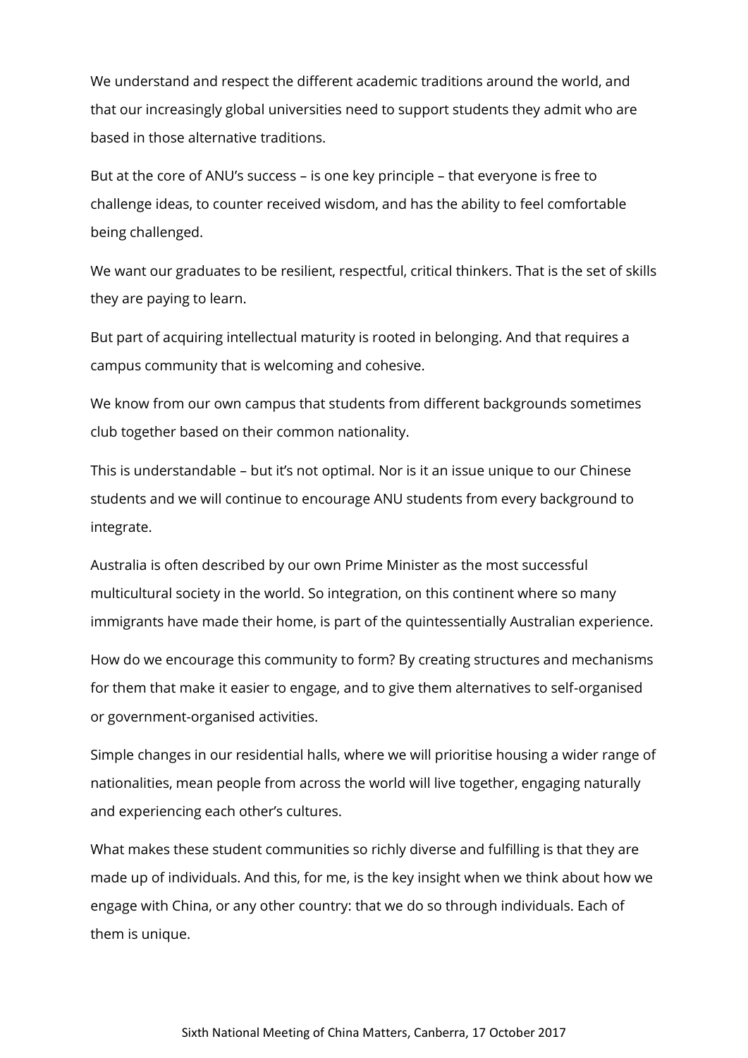We understand and respect the different academic traditions around the world, and that our increasingly global universities need to support students they admit who are based in those alternative traditions.

But at the core of ANU's success – is one key principle – that everyone is free to challenge ideas, to counter received wisdom, and has the ability to feel comfortable being challenged.

We want our graduates to be resilient, respectful, critical thinkers. That is the set of skills they are paying to learn.

But part of acquiring intellectual maturity is rooted in belonging. And that requires a campus community that is welcoming and cohesive.

We know from our own campus that students from different backgrounds sometimes club together based on their common nationality.

This is understandable – but it's not optimal. Nor is it an issue unique to our Chinese students and we will continue to encourage ANU students from every background to integrate.

Australia is often described by our own Prime Minister as the most successful multicultural society in the world. So integration, on this continent where so many immigrants have made their home, is part of the quintessentially Australian experience.

How do we encourage this community to form? By creating structures and mechanisms for them that make it easier to engage, and to give them alternatives to self-organised or government-organised activities.

Simple changes in our residential halls, where we will prioritise housing a wider range of nationalities, mean people from across the world will live together, engaging naturally and experiencing each other's cultures.

What makes these student communities so richly diverse and fulfilling is that they are made up of individuals. And this, for me, is the key insight when we think about how we engage with China, or any other country: that we do so through individuals. Each of them is unique.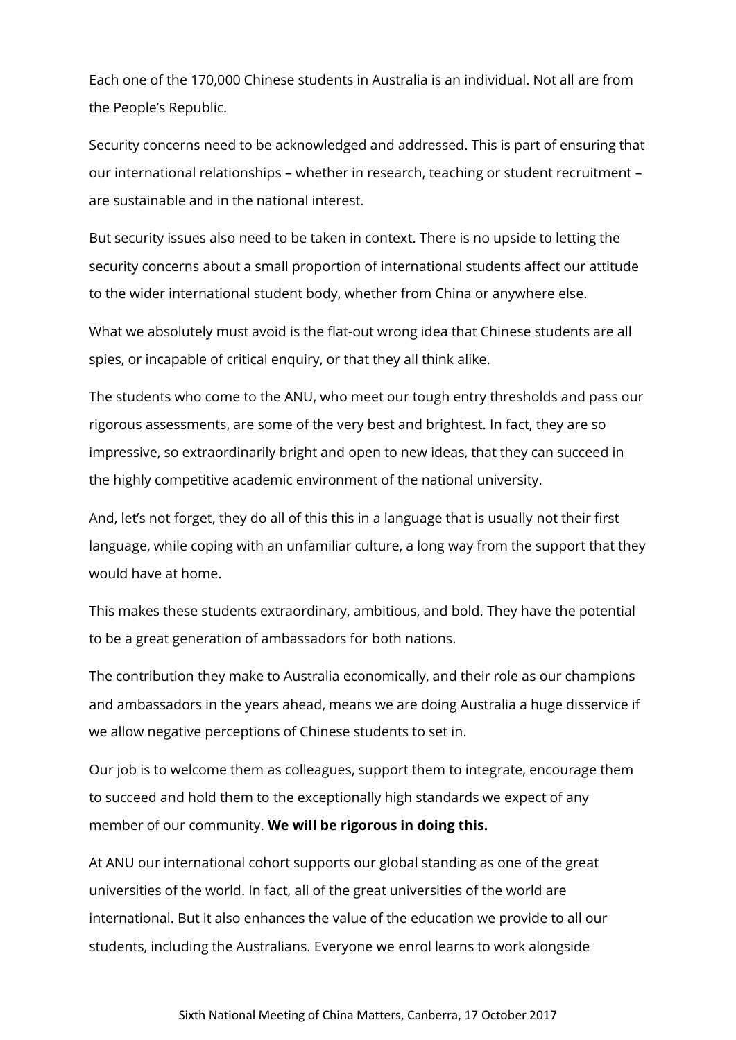Each one of the 170,000 Chinese students in Australia is an individual. Not all are from the People's Republic.

Security concerns need to be acknowledged and addressed. This is part of ensuring that our international relationships – whether in research, teaching or student recruitment – are sustainable and in the national interest.

But security issues also need to be taken in context. There is no upside to letting the security concerns about a small proportion of international students affect our attitude to the wider international student body, whether from China or anywhere else.

What we <u>absolutely must avoid</u> is the <u>flat-out wrong idea</u> that Chinese students are all spies, or incapable of critical enquiry, or that they all think alike.

The students who come to the ANU, who meet our tough entry thresholds and pass our rigorous assessments, are some of the very best and brightest. In fact, they are so impressive, so extraordinarily bright and open to new ideas, that they can succeed in the highly competitive academic environment of the national university.

And, let's not forget, they do all of this this in a language that is usually not their first language, while coping with an unfamiliar culture, a long way from the support that they would have at home.

This makes these students extraordinary, ambitious, and bold. They have the potential to be a great generation of ambassadors for both nations.

The contribution they make to Australia economically, and their role as our champions and ambassadors in the years ahead, means we are doing Australia a huge disservice if we allow negative perceptions of Chinese students to set in.

Our job is to welcome them as colleagues, support them to integrate, encourage them to succeed and hold them to the exceptionally high standards we expect of any member of our community. **We will be rigorous in doing this.**

At ANU our international cohort supports our global standing as one of the great universities of the world. In fact, all of the great universities of the world are international. But it also enhances the value of the education we provide to all our students, including the Australians. Everyone we enrol learns to work alongside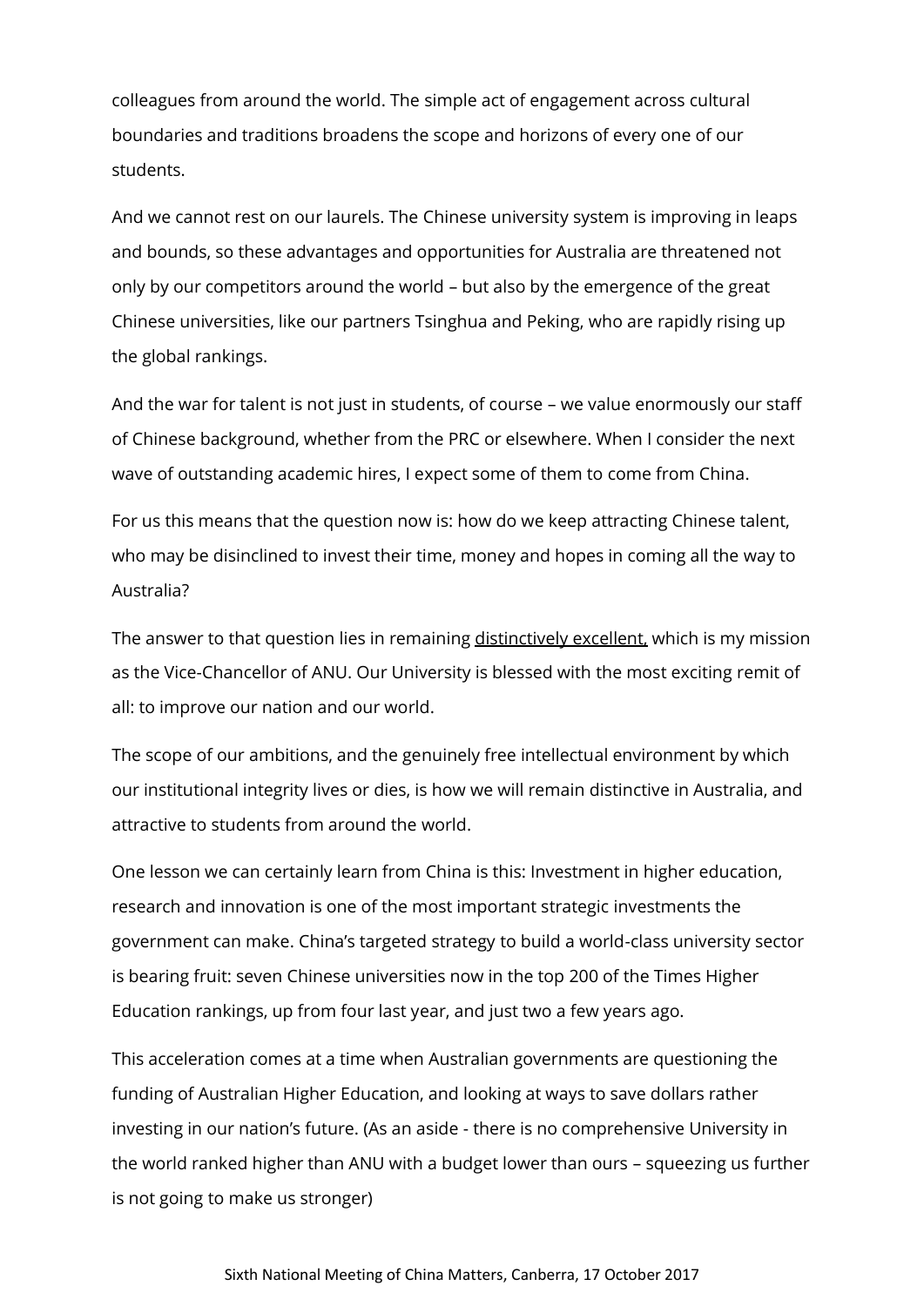colleagues from around the world. The simple act of engagement across cultural boundaries and traditions broadens the scope and horizons of every one of our students.

And we cannot rest on our laurels. The Chinese university system is improving in leaps and bounds, so these advantages and opportunities for Australia are threatened not only by our competitors around the world – but also by the emergence of the great Chinese universities, like our partners Tsinghua and Peking, who are rapidly rising up the global rankings.

And the war for talent is not just in students, of course – we value enormously our staff of Chinese background, whether from the PRC or elsewhere. When I consider the next wave of outstanding academic hires, I expect some of them to come from China.

For us this means that the question now is: how do we keep attracting Chinese talent, who may be disinclined to invest their time, money and hopes in coming all the way to Australia?

The answer to that question lies in remaining distinctively excellent, which is my mission as the Vice-Chancellor of ANU. Our University is blessed with the most exciting remit of all: to improve our nation and our world.

The scope of our ambitions, and the genuinely free intellectual environment by which our institutional integrity lives or dies, is how we will remain distinctive in Australia, and attractive to students from around the world.

One lesson we can certainly learn from China is this: Investment in higher education, research and innovation is one of the most important strategic investments the government can make. China's targeted strategy to build a world-class university sector is bearing fruit: seven Chinese universities now in the top 200 of the Times Higher Education rankings, up from four last year, and just two a few years ago.

This acceleration comes at a time when Australian governments are questioning the funding of Australian Higher Education, and looking at ways to save dollars rather investing in our nation's future. (As an aside - there is no comprehensive University in the world ranked higher than ANU with a budget lower than ours – squeezing us further is not going to make us stronger)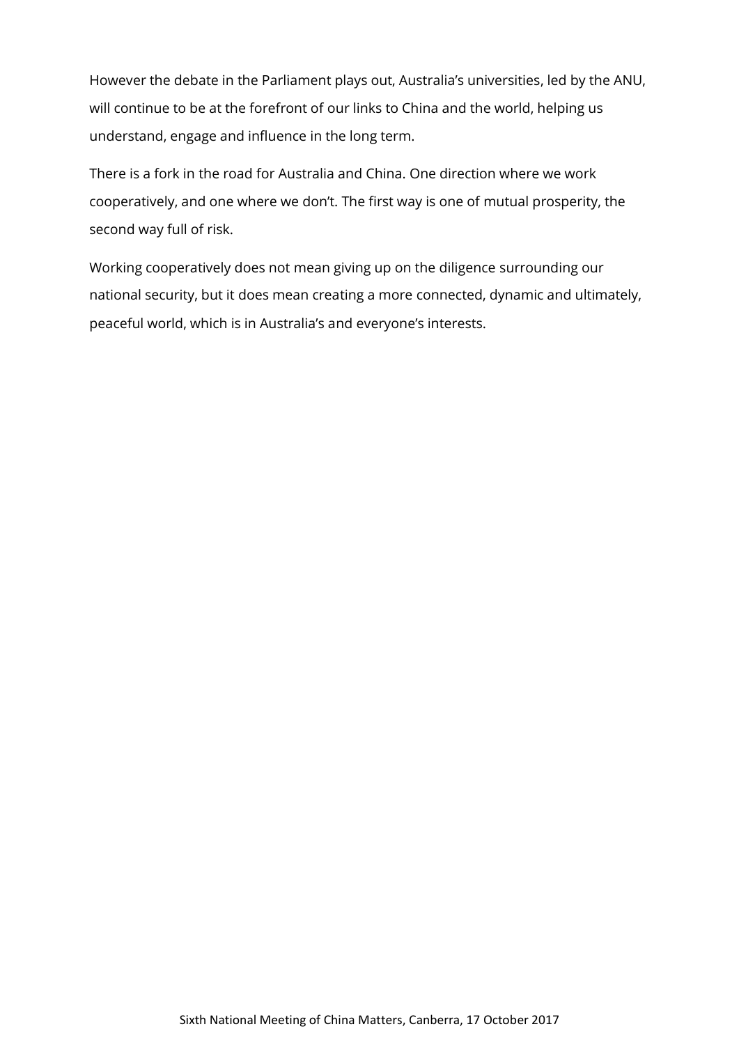However the debate in the Parliament plays out, Australia's universities, led by the ANU, will continue to be at the forefront of our links to China and the world, helping us understand, engage and influence in the long term.

There is a fork in the road for Australia and China. One direction where we work cooperatively, and one where we don't. The first way is one of mutual prosperity, the second way full of risk.

Working cooperatively does not mean giving up on the diligence surrounding our national security, but it does mean creating a more connected, dynamic and ultimately, peaceful world, which is in Australia's and everyone's interests.